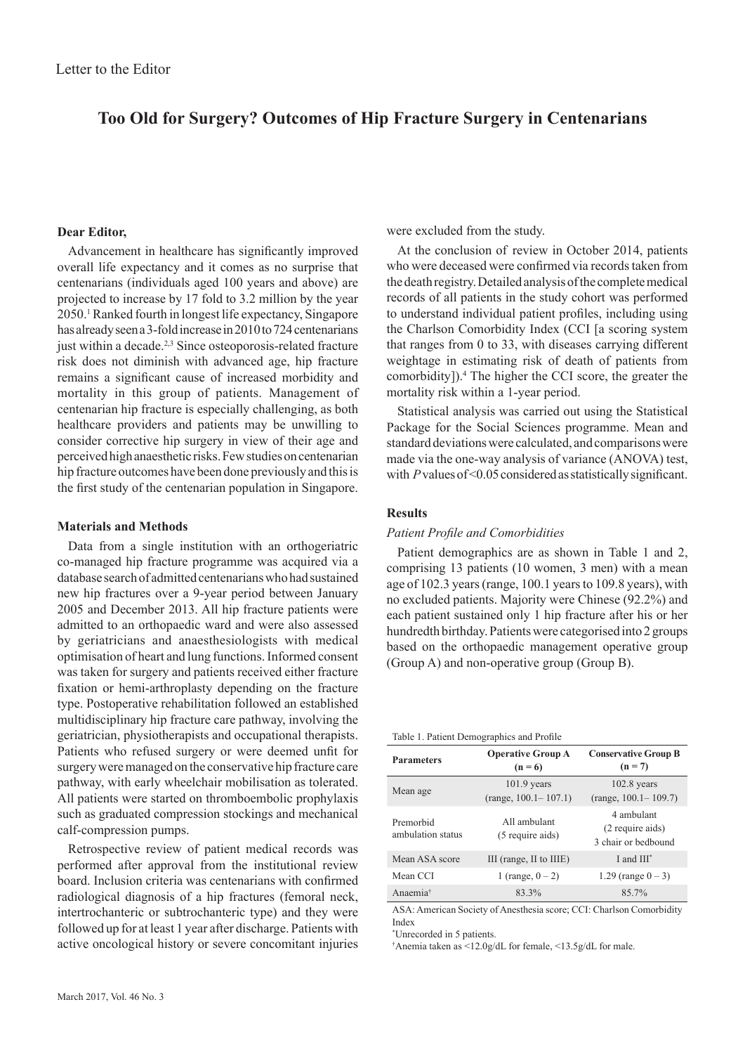Letter to the Editor

# Too Old for Surgery? Outcomes of Hip Fracture Surgery in Centenarians

**Dear Editor,**

Advancement in healthcare has significantly improved overall life expectancy and it comes as no surprise that centenarians (individuals aged 100 years and above) are projected to increase by 17 fold to 3.2 million by the year 2050.[1] Ranked fourth in longest life expectancy, Singapore has already seen a 3-fold increase in 2010 to 724 centenarians just within a decade.[2,3] Since osteoporosis-related fracture risk does not diminish with advanced age, hip fracture remains a significant cause of increased morbidity and mortality in this group of patients. Management of centenarian hip fracture is especially challenging, as both healthcare providers and patients may be unwilling to consider corrective hip surgery in view of their age and perceived high anaesthetic risks. Few studies on centenarian hip fracture outcomes have been done previously and this is the first study of the centenarian population in Singapore.

**Materials and Methods**

Data from a single institution with an orthogeriatric co-managed hip fracture programme was acquired via a database search of admitted centenarians who had sustained new hip fractures over a 9-year period between January 2005 and December 2013. All hip fracture patients were admitted to an orthopaedic ward and were also assessed by geriatricians and anaesthesiologists with medical optimisation of heart and lung functions. Informed consent was taken for surgery and patients received either fracture fixation or hemi-arthroplasty depending on the fracture type. Postoperative rehabilitation followed an established multidisciplinary hip fracture care pathway, involving the geriatrician, physiotherapists and occupational therapists. Patients who refused surgery or were deemed unfit for surgery were managed on the conservative hip fracture care pathway, with early wheelchair mobilisation as tolerated. All patients were started on thromboembolic prophylaxis such as graduated compression stockings and mechanical calf-compression pumps.

Retrospective review of patient medical records was performed after approval from the institutional review board. Inclusion criteria was centenarians with confirmed radiological diagnosis of a hip fractures (femoral neck, intertrochanteric or subtrochanteric type) and they were followed up for at least 1 year after discharge. Patients with active oncological history or severe concomitant injuries were excluded from the study.

At the conclusion of review in October 2014, patients who were deceased were confirmed via records taken from the death registry. Detailed analysis of the complete medical records of all patients in the study cohort was performed to understand individual patient profiles, including using the Charlson Comorbidity Index (CCI [a scoring system that ranges from 0 to 33, with diseases carrying different weightage in estimating risk of death of patients from comorbidity]).[4] The higher the CCI score, the greater the mortality risk within a 1-year period.

Statistical analysis was carried out using the Statistical Package for the Social Sciences programme. Mean and standard deviations were calculated, and comparisons were made via the one-way analysis of variance (ANOVA) test, with *P* values of <0.05 considered as statistically significant.

**Results**

*Patient Profile and Comorbidities*

Patient demographics are as shown in Table 1 and 2, comprising 13 patients (10 women, 3 men) with a mean age of 102.3 years (range, 100.1 years to 109.8 years), with no excluded patients. Majority were Chinese (92.2%) and each patient sustained only 1 hip fracture after his or her hundredth birthday. Patients were categorised into 2 groups based on the orthopaedic management operative group (Group A) and non-operative group (Group B).

Table 1. Patient Demographics and Profile

| Parameters | Operative Group A (n = 6) | Conservative Group B (n = 7) |
|---|---|---|
| Mean age | 101.9 years (range, 100.1– 107.1) | 102.8 years (range, 100.1– 109.7) |
| Premorbid ambulation status | All ambulant (5 require aids) | 4 ambulant (2 require aids) 3 chair or bedbound |
| Mean ASA score | III (range, II to IIIE) | I and III* |
| Mean CCI | 1 (range, 0 – 2) | 1.29 (range 0 – 3) |
| Anaemia† | 83.3% | 85.7% |

ASA: American Society of Anesthesia score; CCI: Charlson Comorbidity Index

*Unrecorded in 5 patients.

†Anemia taken as <12.0g/dL for female, <13.5g/dL for male.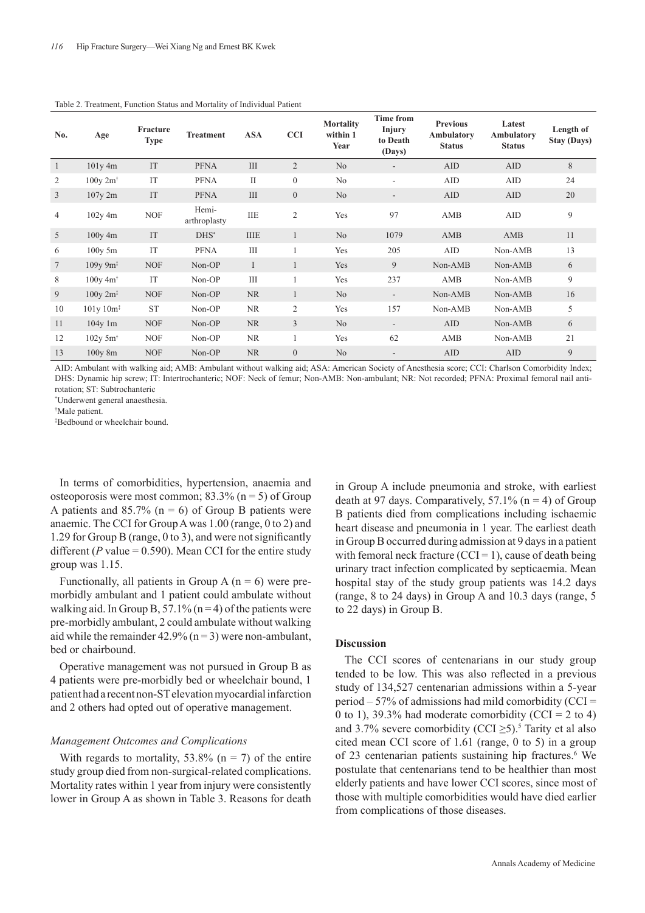Table 2. Treatment, Function Status and Mortality of Individual Patient

| No. | Age | Fracture Type | Treatment | ASA | CCI | Mortality within 1 Year | Time from Injury to Death (Days) | Previous Ambulatory Status | Latest Ambulatory Status | Length of Stay (Days) |
|---|---|---|---|---|---|---|---|---|---|---|
| 1 | 101y 4m | IT | PFNA | III | 2 | No | - | AID | AID | 8 |
| 2 | 100y 2m† | IT | PFNA | II | 0 | No | - | AID | AID | 24 |
| 3 | 107y 2m | IT | PFNA | III | 0 | No | - | AID | AID | 20 |
| 4 | 102y 4m | NOF | Hemi-arthroplasty | IIE | 2 | Yes | 97 | AMB | AID | 9 |
| 5 | 100y 4m | IT | DHS* | IIIE | 1 | No | 1079 | AMB | AMB | 11 |
| 6 | 100y 5m | IT | PFNA | III | 1 | Yes | 205 | AID | Non-AMB | 13 |
| 7 | 109y 9m‡ | NOF | Non-OP | I | 1 | Yes | 9 | Non-AMB | Non-AMB | 6 |
| 8 | 100y 4m† | IT | Non-OP | III | 1 | Yes | 237 | AMB | Non-AMB | 9 |
| 9 | 100y 2m‡ | NOF | Non-OP | NR | 1 | No | - | Non-AMB | Non-AMB | 16 |
| 10 | 101y 10m‡ | ST | Non-OP | NR | 2 | Yes | 157 | Non-AMB | Non-AMB | 5 |
| 11 | 104y 1m | NOF | Non-OP | NR | 3 | No | - | AID | Non-AMB | 6 |
| 12 | 102y 5m† | NOF | Non-OP | NR | 1 | Yes | 62 | AMB | Non-AMB | 21 |
| 13 | 100y 8m | NOF | Non-OP | NR | 0 | No | - | AID | AID | 9 |

AID: Ambulant with walking aid; AMB: Ambulant without walking aid; ASA: American Society of Anesthesia score; CCI: Charlson Comorbidity Index; DHS: Dynamic hip screw; IT: Intertrochanteric; NOF: Neck of femur; Non-AMB: Non-ambulant; NR: Not recorded; PFNA: Proximal femoral nail anti-rotation; ST: Subtrochanteric

*Underwent general anaesthesia.

†Male patient.

‡Bedbound or wheelchair bound.

In terms of comorbidities, hypertension, anaemia and osteoporosis were most common; 83.3% (n = 5) of Group A patients and 85.7% (n = 6) of Group B patients were anaemic. The CCI for Group A was 1.00 (range, 0 to 2) and 1.29 for Group B (range, 0 to 3), and were not significantly different (*P* value = 0.590). Mean CCI for the entire study group was 1.15.

Functionally, all patients in Group A (n = 6) were pre-morbidly ambulant and 1 patient could ambulate without walking aid. In Group B, 57.1% (n = 4) of the patients were pre-morbidly ambulant, 2 could ambulate without walking aid while the remainder 42.9% (n = 3) were non-ambulant, bed or chairbound.

Operative management was not pursued in Group B as 4 patients were pre-morbidly bed or wheelchair bound, 1 patient had a recent non-ST elevation myocardial infarction and 2 others had opted out of operative management.

### *Management Outcomes and Complications*

With regards to mortality, 53.8% (n = 7) of the entire study group died from non-surgical-related complications. Mortality rates within 1 year from injury were consistently lower in Group A as shown in Table 3. Reasons for death in Group A include pneumonia and stroke, with earliest death at 97 days. Comparatively, 57.1% (n = 4) of Group B patients died from complications including ischaemic heart disease and pneumonia in 1 year. The earliest death in Group B occurred during admission at 9 days in a patient with femoral neck fracture (CCI = 1), cause of death being urinary tract infection complicated by septicaemia. Mean hospital stay of the study group patients was 14.2 days (range, 8 to 24 days) in Group A and 10.3 days (range, 5 to 22 days) in Group B.

## Discussion

The CCI scores of centenarians in our study group tended to be low. This was also reflected in a previous study of 134,527 centenarian admissions within a 5-year period – 57% of admissions had mild comorbidity (CCI = 0 to 1), 39.3% had moderate comorbidity (CCI = 2 to 4) and 3.7% severe comorbidity (CCI ≥5).[5] Tarity et al also cited mean CCI score of 1.61 (range, 0 to 5) in a group of 23 centenarian patients sustaining hip fractures.[6] We postulate that centenarians tend to be healthier than most elderly patients and have lower CCI scores, since most of those with multiple comorbidities would have died earlier from complications of those diseases.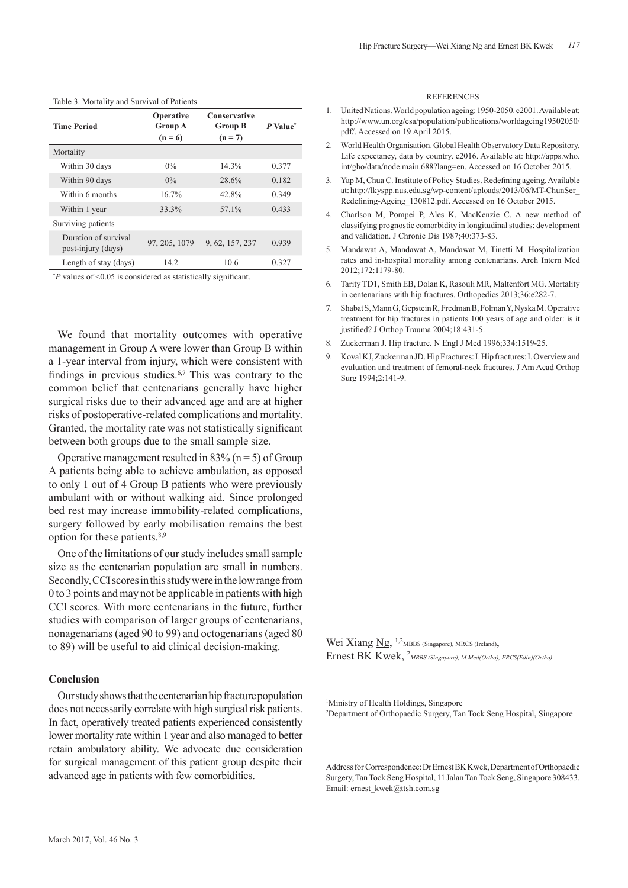Table 3. Mortality and Survival of Patients

| Time Period | Operative Group A (n = 6) | Conservative Group B (n = 7) | *P* Value* |
|---|---|---|---|
| Mortality | | | |
| Within 30 days | 0% | 14.3% | 0.377 |
| Within 90 days | 0% | 28.6% | 0.182 |
| Within 6 months | 16.7% | 42.8% | 0.349 |
| Within 1 year | 33.3% | 57.1% | 0.433 |
| Surviving patients | | | |
| Duration of survival post-injury (days) | 97, 205, 1079 | 9, 62, 157, 237 | 0.939 |
| Length of stay (days) | 14.2 | 10.6 | 0.327 |

*$P$ values of <0.05 is considered as statistically significant.

We found that mortality outcomes with operative management in Group A were lower than Group B within a 1-year interval from injury, which were consistent with findings in previous studies.[6,7] This was contrary to the common belief that centenarians generally have higher surgical risks due to their advanced age and are at higher risks of postoperative-related complications and mortality. Granted, the mortality rate was not statistically significant between both groups due to the small sample size.

Operative management resulted in 83% (n = 5) of Group A patients being able to achieve ambulation, as opposed to only 1 out of 4 Group B patients who were previously ambulant with or without walking aid. Since prolonged bed rest may increase immobility-related complications, surgery followed by early mobilisation remains the best option for these patients.[8,9]

One of the limitations of our study includes small sample size as the centenarian population are small in numbers. Secondly, CCI scores in this study were in the low range from 0 to 3 points and may not be applicable in patients with high CCI scores. With more centenarians in the future, further studies with comparison of larger groups of centenarians, nonagenarians (aged 90 to 99) and octogenarians (aged 80 to 89) will be useful to aid clinical decision-making.

### Conclusion

Our study shows that the centenarian hip fracture population does not necessarily correlate with high surgical risk patients. In fact, operatively treated patients experienced consistently lower mortality rate within 1 year and also managed to better retain ambulatory ability. We advocate due consideration for surgical management of this patient group despite their advanced age in patients with few comorbidities.

### REFERENCES

1. United Nations. World population ageing: 1950-2050. c2001. Available at: http://www.un.org/esa/population/publications/worldageing19502050/pdf/. Accessed on 19 April 2015.
2. World Health Organisation. Global Health Observatory Data Repository. Life expectancy, data by country. c2016. Available at: http://apps.who.int/gho/data/node.main.688?lang=en. Accessed on 16 October 2015.
3. Yap M, Chua C. Institute of Policy Studies. Redefining ageing. Available at: http://lkyspp.nus.edu.sg/wp-content/uploads/2013/06/MT-ChunSer_Redefining-Ageing_130812.pdf. Accessed on 16 October 2015.
4. Charlson M, Pompei P, Ales K, MacKenzie C. A new method of classifying prognostic comorbidity in longitudinal studies: development and validation. J Chronic Dis 1987;40:373-83.
5. Mandawat A, Mandawat A, Mandawat M, Tinetti M. Hospitalization rates and in-hospital mortality among centenarians. Arch Intern Med 2012;172:1179-80.
6. Tarity TD1, Smith EB, Dolan K, Rasouli MR, Maltenfort MG. Mortality in centenarians with hip fractures. Orthopedics 2013;36:e282-7.
7. Shabat S, Mann G, Gepstein R, Fredman B, Folman Y, Nyska M. Operative treatment for hip fractures in patients 100 years of age and older: is it justified? J Orthop Trauma 2004;18:431-5.
8. Zuckerman J. Hip fracture. N Engl J Med 1996;334:1519-25.
9. Koval KJ, Zuckerman JD. Hip Fractures: I. Hip fractures: I. Overview and evaluation and treatment of femoral-neck fractures. J Am Acad Orthop Surg 1994;2:141-9.

Wei Xiang Ng, [1,2]MBBS (Singapore), MRCS (Ireland),
Ernest BK Kwek, [2]*MBBS (Singapore), M.Med(Ortho), FRCS(Edin)(Ortho)*

[1]Ministry of Health Holdings, Singapore
[2]Department of Orthopaedic Surgery, Tan Tock Seng Hospital, Singapore

Address for Correspondence: Dr Ernest BK Kwek, Department of Orthopaedic Surgery, Tan Tock Seng Hospital, 11 Jalan Tan Tock Seng, Singapore 308433.
Email: ernest_kwek@ttsh.com.sg